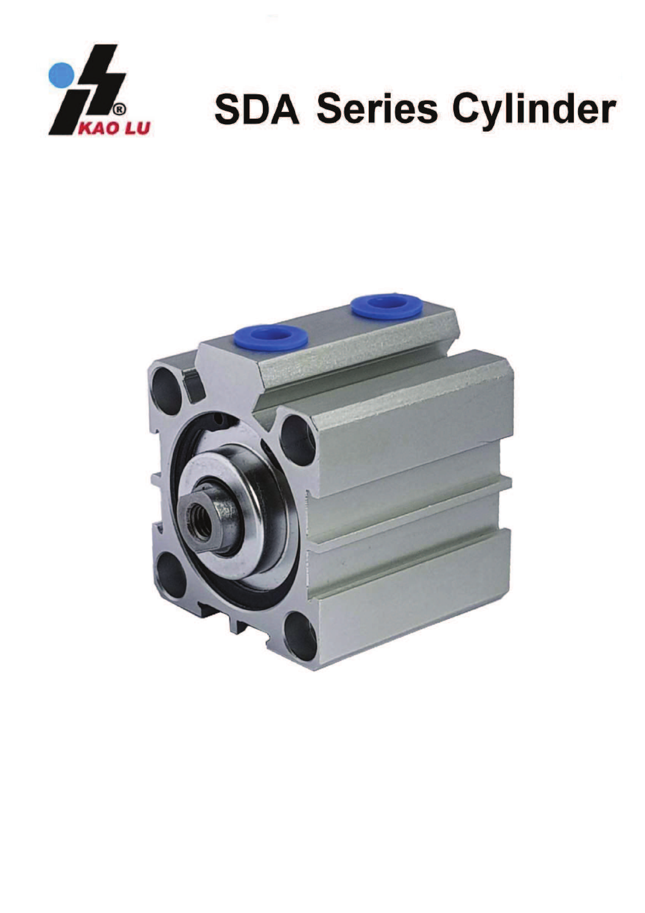# SDA Series Cylinder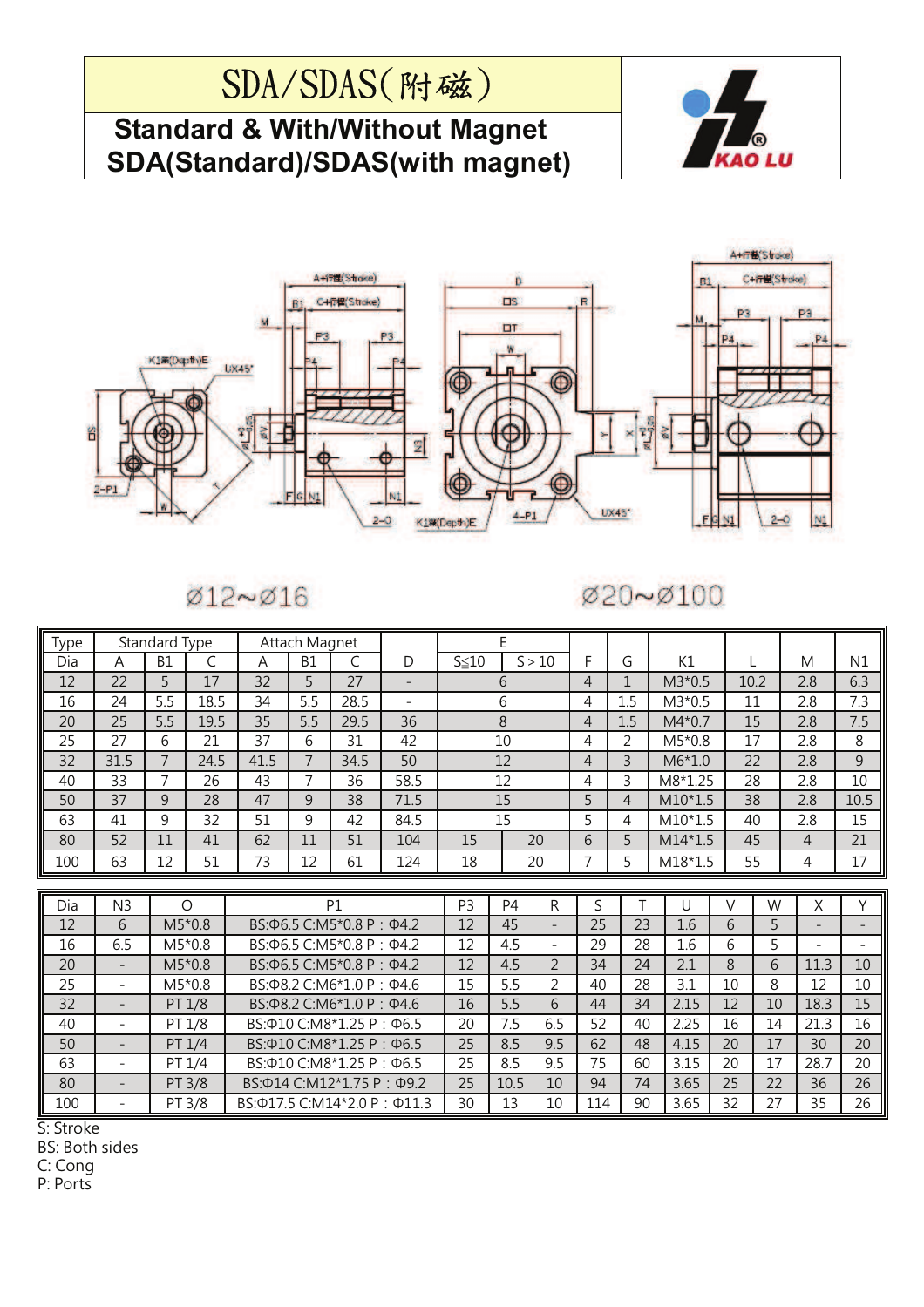# SDA/SDAS(附磁)

## Standard & With/Without Magnet
## SDA(Standard)/SDAS(with magnet)

KAO LU

Ø12~Ø16

Ø20~Ø100

| Type | Standard Type | | | Attach Magnet | | | | E | | | | | | | |
|---|---|---|---|---|---|---|---|---|---|---|---|---|---|---|---|
| Dia | A | B1 | C | A | B1 | C | D | S≦10 | S＞10 | F | G | K1 | L | M | N1 |
| 12 | 22 | 5 | 17 | 32 | 5 | 27 | - | 6 | | 4 | 1 | M3*0.5 | 10.2 | 2.8 | 6.3 |
| 16 | 24 | 5.5 | 18.5 | 34 | 5.5 | 28.5 | - | 6 | | 4 | 1.5 | M3*0.5 | 11 | 2.8 | 7.3 |
| 20 | 25 | 5.5 | 19.5 | 35 | 5.5 | 29.5 | 36 | 8 | | 4 | 1.5 | M4*0.7 | 15 | 2.8 | 7.5 |
| 25 | 27 | 6 | 21 | 37 | 6 | 31 | 42 | 10 | | 4 | 2 | M5*0.8 | 17 | 2.8 | 8 |
| 32 | 31.5 | 7 | 24.5 | 41.5 | 7 | 34.5 | 50 | 12 | | 4 | 3 | M6*1.0 | 22 | 2.8 | 9 |
| 40 | 33 | 7 | 26 | 43 | 7 | 36 | 58.5 | 12 | | 4 | 3 | M8*1.25 | 28 | 2.8 | 10 |
| 50 | 37 | 9 | 28 | 47 | 9 | 38 | 71.5 | 15 | | 5 | 4 | M10*1.5 | 38 | 2.8 | 10.5 |
| 63 | 41 | 9 | 32 | 51 | 9 | 42 | 84.5 | 15 | | 5 | 4 | M10*1.5 | 40 | 2.8 | 15 |
| 80 | 52 | 11 | 41 | 62 | 11 | 51 | 104 | 15 | 20 | 6 | 5 | M14*1.5 | 45 | 4 | 21 |
| 100 | 63 | 12 | 51 | 73 | 12 | 61 | 124 | 18 | 20 | 7 | 5 | M18*1.5 | 55 | 4 | 17 |

| Dia | N3 | O | P1 | P3 | P4 | R | S | T | U | V | W | X | Y |
|---|---|---|---|---|---|---|---|---|---|---|---|---|---|
| 12 | 6 | M5*0.8 | BS:Φ6.5 C:M5*0.8 P：Φ4.2 | 12 | 45 | - | 25 | 23 | 1.6 | 6 | 5 | - | - |
| 16 | 6.5 | M5*0.8 | BS:Φ6.5 C:M5*0.8 P：Φ4.2 | 12 | 4.5 | - | 29 | 28 | 1.6 | 6 | 5 | - | - |
| 20 | - | M5*0.8 | BS:Φ6.5 C:M5*0.8 P：Φ4.2 | 12 | 4.5 | 2 | 34 | 24 | 2.1 | 8 | 6 | 11.3 | 10 |
| 25 | - | M5*0.8 | BS:Φ8.2 C:M6*1.0 P：Φ4.6 | 15 | 5.5 | 2 | 40 | 28 | 3.1 | 10 | 8 | 12 | 10 |
| 32 | - | PT 1/8 | BS:Φ8.2 C:M6*1.0 P：Φ4.6 | 16 | 5.5 | 6 | 44 | 34 | 2.15 | 12 | 10 | 18.3 | 15 |
| 40 | - | PT 1/8 | BS:Φ10 C:M8*1.25 P：Φ6.5 | 20 | 7.5 | 6.5 | 52 | 40 | 2.25 | 16 | 14 | 21.3 | 16 |
| 50 | - | PT 1/4 | BS:Φ10 C:M8*1.25 P：Φ6.5 | 25 | 8.5 | 9.5 | 62 | 48 | 4.15 | 20 | 17 | 30 | 20 |
| 63 | - | PT 1/4 | BS:Φ10 C:M8*1.25 P：Φ6.5 | 25 | 8.5 | 9.5 | 75 | 60 | 3.15 | 20 | 17 | 28.7 | 20 |
| 80 | - | PT 3/8 | BS:Φ14 C:M12*1.75 P：Φ9.2 | 25 | 10.5 | 10 | 94 | 74 | 3.65 | 25 | 22 | 36 | 26 |
| 100 | - | PT 3/8 | BS:Φ17.5 C:M14*2.0 P：Φ11.3 | 30 | 13 | 10 | 114 | 90 | 3.65 | 32 | 27 | 35 | 26 |

S: Stroke
BS: Both sides
C: Cong
P: Ports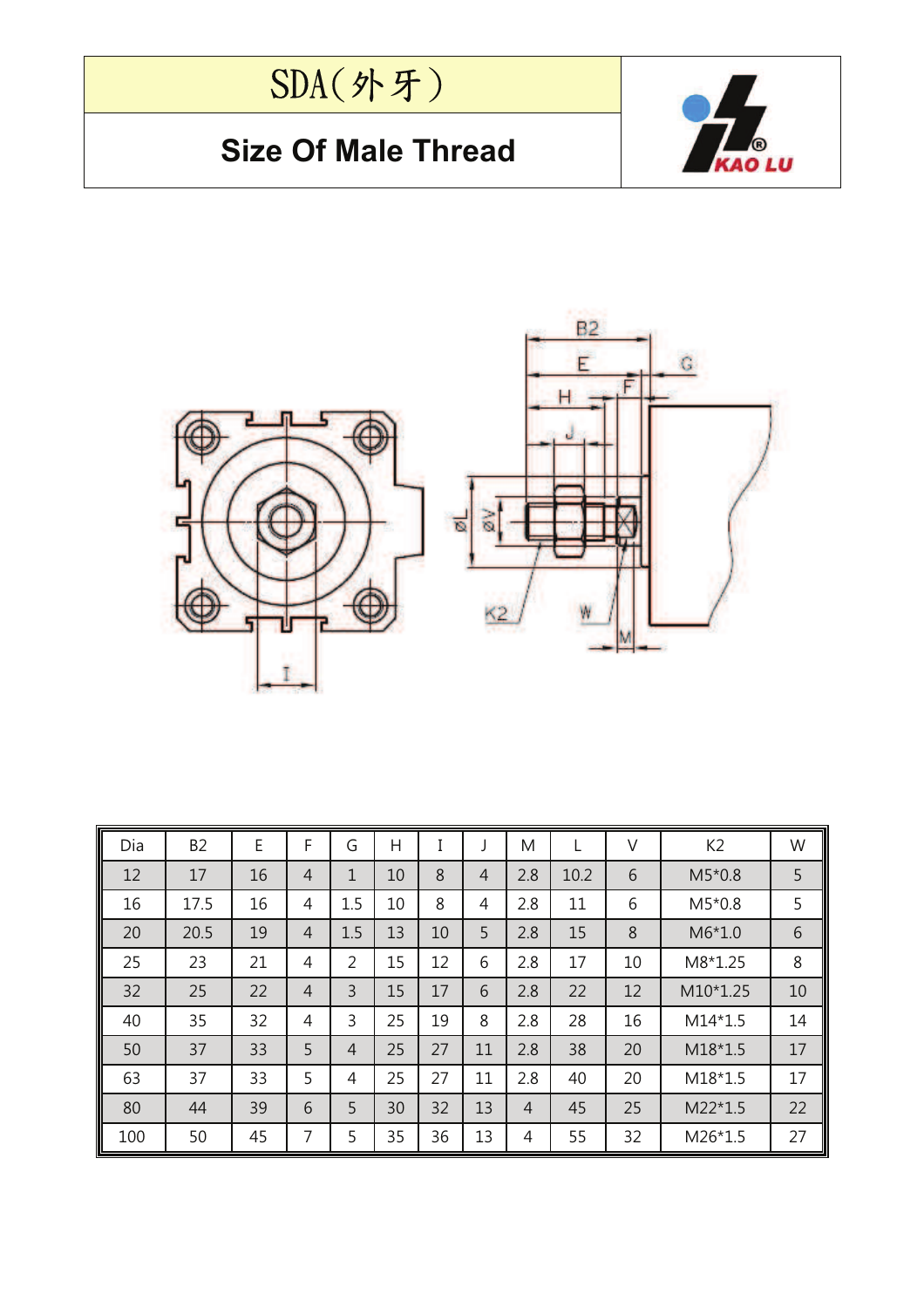# SDA(外牙)

## Size Of Male Thread

KAO LU

B2
E
G
H
F
J
øL
øV
K2
W
M
I

| Dia | B2 | E | F | G | H | I | J | M | L | V | K2 | W |
|---|---|---|---|---|---|---|---|---|---|---|---|---|
| 12 | 17 | 16 | 4 | 1 | 10 | 8 | 4 | 2.8 | 10.2 | 6 | M5*0.8 | 5 |
| 16 | 17.5 | 16 | 4 | 1.5 | 10 | 8 | 4 | 2.8 | 11 | 6 | M5*0.8 | 5 |
| 20 | 20.5 | 19 | 4 | 1.5 | 13 | 10 | 5 | 2.8 | 15 | 8 | M6*1.0 | 6 |
| 25 | 23 | 21 | 4 | 2 | 15 | 12 | 6 | 2.8 | 17 | 10 | M8*1.25 | 8 |
| 32 | 25 | 22 | 4 | 3 | 15 | 17 | 6 | 2.8 | 22 | 12 | M10*1.25 | 10 |
| 40 | 35 | 32 | 4 | 3 | 25 | 19 | 8 | 2.8 | 28 | 16 | M14*1.5 | 14 |
| 50 | 37 | 33 | 5 | 4 | 25 | 27 | 11 | 2.8 | 38 | 20 | M18*1.5 | 17 |
| 63 | 37 | 33 | 5 | 4 | 25 | 27 | 11 | 2.8 | 40 | 20 | M18*1.5 | 17 |
| 80 | 44 | 39 | 6 | 5 | 30 | 32 | 13 | 4 | 45 | 25 | M22*1.5 | 22 |
| 100 | 50 | 45 | 7 | 5 | 35 | 36 | 13 | 4 | 55 | 32 | M26*1.5 | 27 |